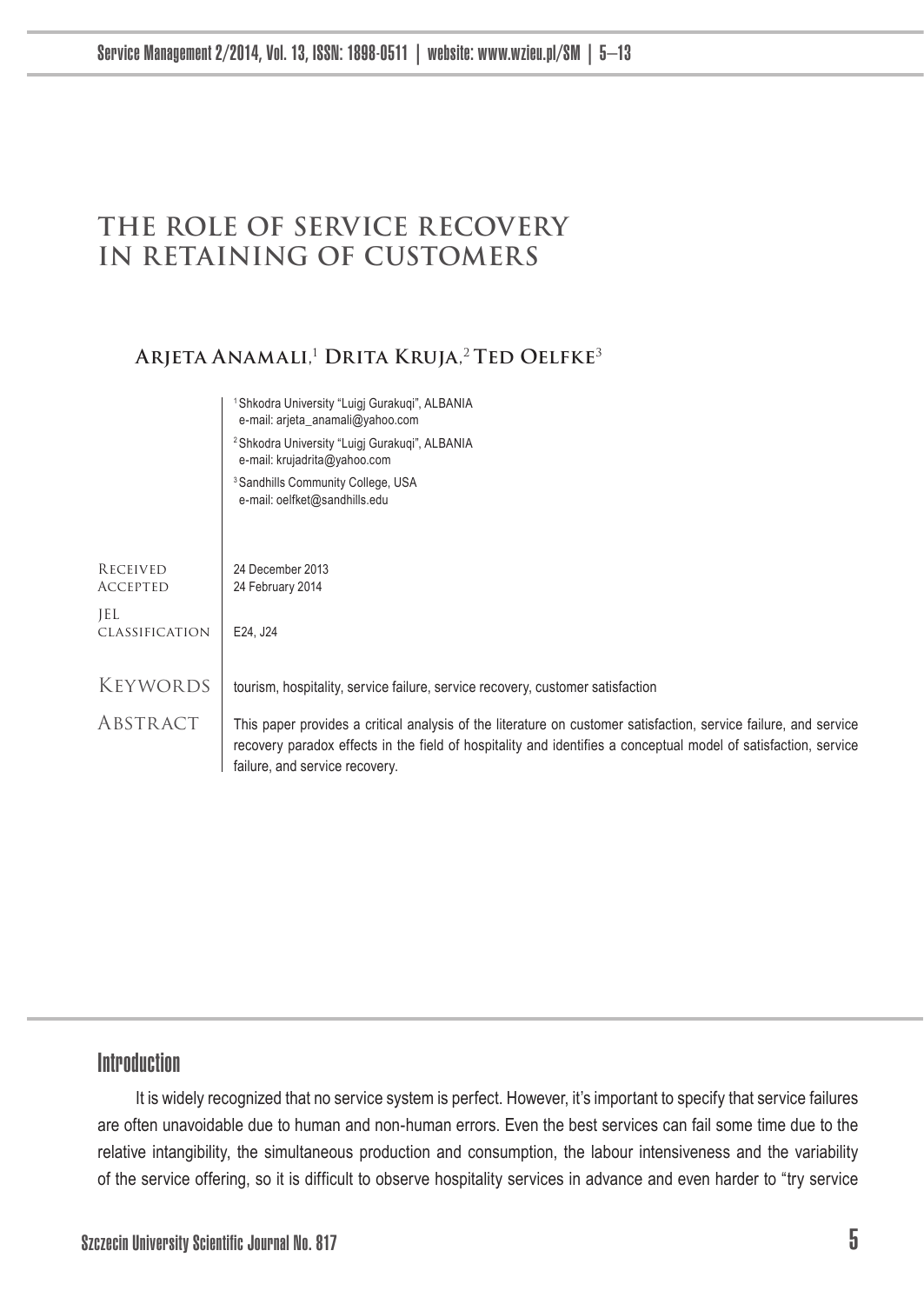# THE ROLE OF SERVICE RECOVERY IN RETAINING OF CUSTOMERS

**Arjeta Anamali**,[1] **Drita Kruja**,[2] **Ted Oelfke**[3]

[1] Shkodra University "Luigj Gurakuqi", ALBANIA
e-mail: arjeta_anamali@yahoo.com

[2] Shkodra University "Luigj Gurakuqi", ALBANIA
e-mail: krujadrita@yahoo.com

[3] Sandhills Community College, USA
e-mail: oelfket@sandhills.edu

Received: 24 December 2013
Accepted: 24 February 2014

JEL classification: E24, J24

**Keywords**: tourism, hospitality, service failure, service recovery, customer satisfaction

**Abstract**: This paper provides a critical analysis of the literature on customer satisfaction, service failure, and service recovery paradox effects in the field of hospitality and identifies a conceptual model of satisfaction, service failure, and service recovery.

## Introduction

It is widely recognized that no service system is perfect. However, it's important to specify that service failures are often unavoidable due to human and non-human errors. Even the best services can fail some time due to the relative intangibility, the simultaneous production and consumption, the labour intensiveness and the variability of the service offering, so it is difficult to observe hospitality services in advance and even harder to "try service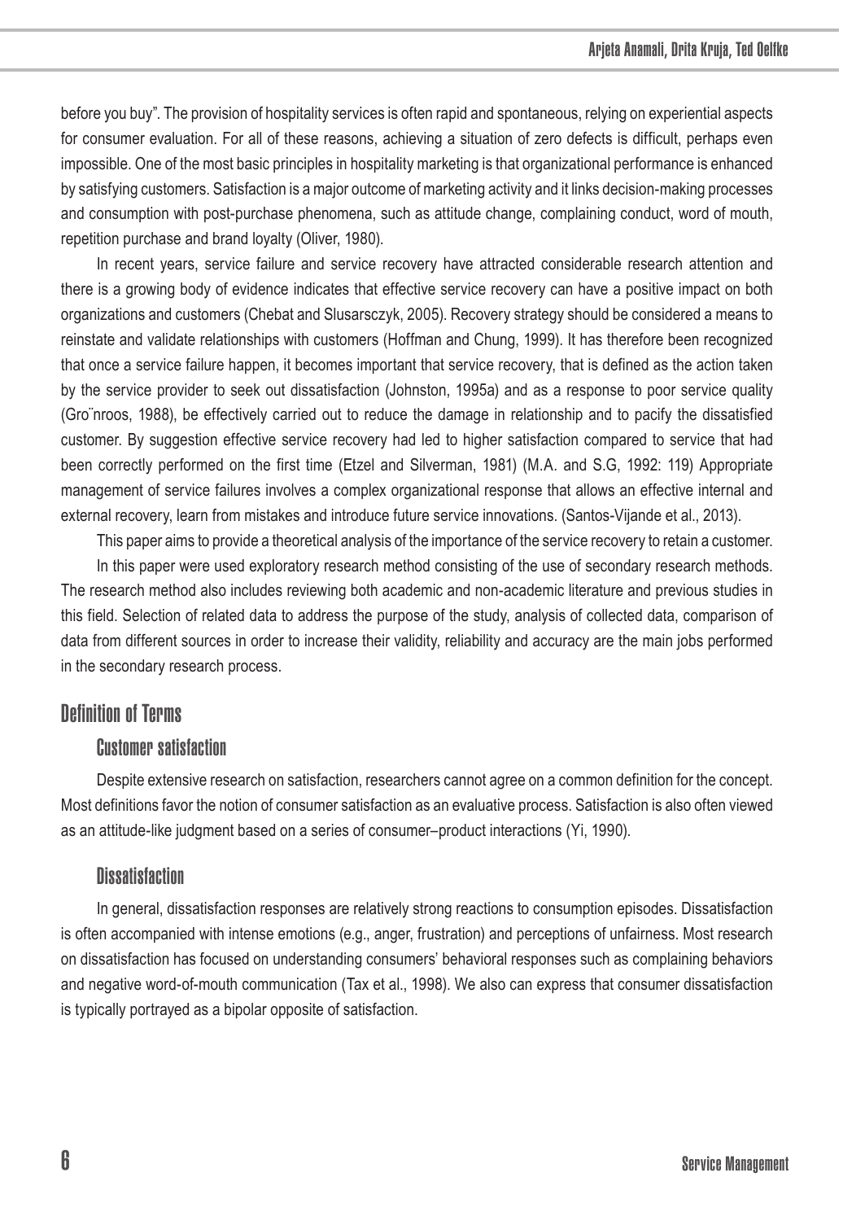before you buy". The provision of hospitality services is often rapid and spontaneous, relying on experiential aspects for consumer evaluation. For all of these reasons, achieving a situation of zero defects is difficult, perhaps even impossible. One of the most basic principles in hospitality marketing is that organizational performance is enhanced by satisfying customers. Satisfaction is a major outcome of marketing activity and it links decision-making processes and consumption with post-purchase phenomena, such as attitude change, complaining conduct, word of mouth, repetition purchase and brand loyalty (Oliver, 1980).

In recent years, service failure and service recovery have attracted considerable research attention and there is a growing body of evidence indicates that effective service recovery can have a positive impact on both organizations and customers (Chebat and Slusarsczyk, 2005). Recovery strategy should be considered a means to reinstate and validate relationships with customers (Hoffman and Chung, 1999). It has therefore been recognized that once a service failure happen, it becomes important that service recovery, that is defined as the action taken by the service provider to seek out dissatisfaction (Johnston, 1995a) and as a response to poor service quality (Gro¨nroos, 1988), be effectively carried out to reduce the damage in relationship and to pacify the dissatisfied customer. By suggestion effective service recovery had led to higher satisfaction compared to service that had been correctly performed on the first time (Etzel and Silverman, 1981) (M.A. and S.G, 1992: 119) Appropriate management of service failures involves a complex organizational response that allows an effective internal and external recovery, learn from mistakes and introduce future service innovations. (Santos-Vijande et al., 2013).

This paper aims to provide a theoretical analysis of the importance of the service recovery to retain a customer.

In this paper were used exploratory research method consisting of the use of secondary research methods. The research method also includes reviewing both academic and non-academic literature and previous studies in this field. Selection of related data to address the purpose of the study, analysis of collected data, comparison of data from different sources in order to increase their validity, reliability and accuracy are the main jobs performed in the secondary research process.

## Definition of Terms

### Customer satisfaction

Despite extensive research on satisfaction, researchers cannot agree on a common definition for the concept. Most definitions favor the notion of consumer satisfaction as an evaluative process. Satisfaction is also often viewed as an attitude-like judgment based on a series of consumer–product interactions (Yi, 1990).

### Dissatisfaction

In general, dissatisfaction responses are relatively strong reactions to consumption episodes. Dissatisfaction is often accompanied with intense emotions (e.g., anger, frustration) and perceptions of unfairness. Most research on dissatisfaction has focused on understanding consumers' behavioral responses such as complaining behaviors and negative word-of-mouth communication (Tax et al., 1998). We also can express that consumer dissatisfaction is typically portrayed as a bipolar opposite of satisfaction.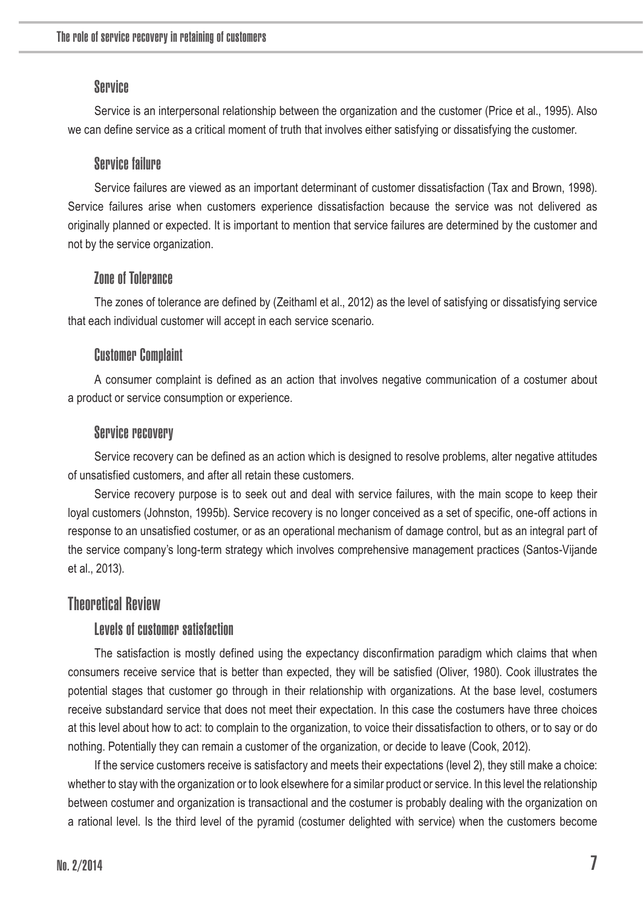### Service

Service is an interpersonal relationship between the organization and the customer (Price et al., 1995). Also we can define service as a critical moment of truth that involves either satisfying or dissatisfying the customer.

### Service failure

Service failures are viewed as an important determinant of customer dissatisfaction (Tax and Brown, 1998). Service failures arise when customers experience dissatisfaction because the service was not delivered as originally planned or expected. It is important to mention that service failures are determined by the customer and not by the service organization.

### Zone of Tolerance

The zones of tolerance are defined by (Zeithaml et al., 2012) as the level of satisfying or dissatisfying service that each individual customer will accept in each service scenario.

### Customer Complaint

A consumer complaint is defined as an action that involves negative communication of a costumer about a product or service consumption or experience.

### Service recovery

Service recovery can be defined as an action which is designed to resolve problems, alter negative attitudes of unsatisfied customers, and after all retain these customers.

Service recovery purpose is to seek out and deal with service failures, with the main scope to keep their loyal customers (Johnston, 1995b). Service recovery is no longer conceived as a set of specific, one-off actions in response to an unsatisfied costumer, or as an operational mechanism of damage control, but as an integral part of the service company's long-term strategy which involves comprehensive management practices (Santos-Vijande et al., 2013).

## Theoretical Review

### Levels of customer satisfaction

The satisfaction is mostly defined using the expectancy disconfirmation paradigm which claims that when consumers receive service that is better than expected, they will be satisfied (Oliver, 1980). Cook illustrates the potential stages that customer go through in their relationship with organizations. At the base level, costumers receive substandard service that does not meet their expectation. In this case the costumers have three choices at this level about how to act: to complain to the organization, to voice their dissatisfaction to others, or to say or do nothing. Potentially they can remain a customer of the organization, or decide to leave (Cook, 2012).

If the service customers receive is satisfactory and meets their expectations (level 2), they still make a choice: whether to stay with the organization or to look elsewhere for a similar product or service. In this level the relationship between costumer and organization is transactional and the costumer is probably dealing with the organization on a rational level. Is the third level of the pyramid (costumer delighted with service) when the customers become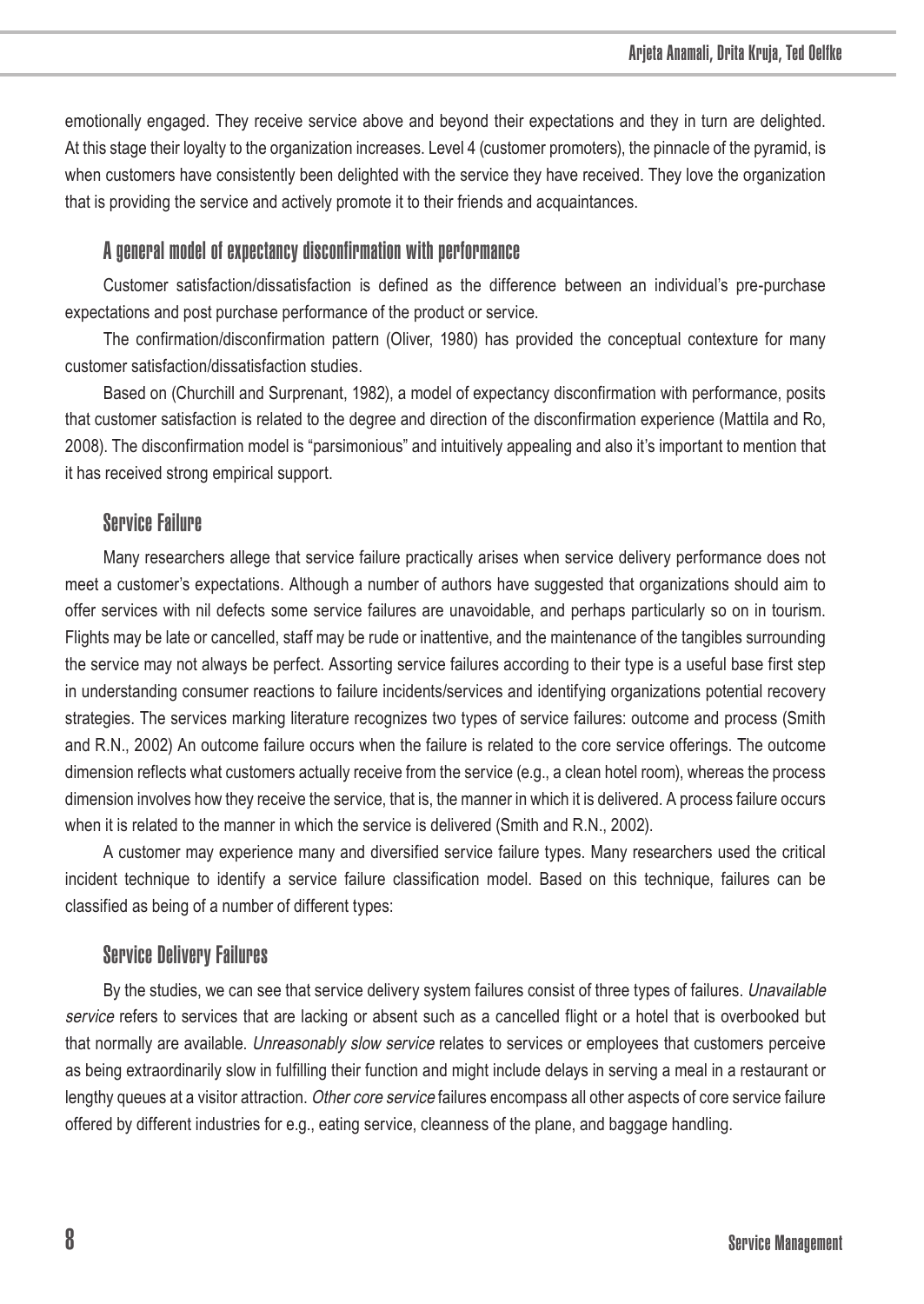emotionally engaged. They receive service above and beyond their expectations and they in turn are delighted. At this stage their loyalty to the organization increases. Level 4 (customer promoters), the pinnacle of the pyramid, is when customers have consistently been delighted with the service they have received. They love the organization that is providing the service and actively promote it to their friends and acquaintances.

### A general model of expectancy disconfirmation with performance

Customer satisfaction/dissatisfaction is defined as the difference between an individual's pre-purchase expectations and post purchase performance of the product or service.

The confirmation/disconfirmation pattern (Oliver, 1980) has provided the conceptual contexture for many customer satisfaction/dissatisfaction studies.

Based on (Churchill and Surprenant, 1982), a model of expectancy disconfirmation with performance, posits that customer satisfaction is related to the degree and direction of the disconfirmation experience (Mattila and Ro, 2008). The disconfirmation model is "parsimonious" and intuitively appealing and also it's important to mention that it has received strong empirical support.

### Service Failure

Many researchers allege that service failure practically arises when service delivery performance does not meet a customer's expectations. Although a number of authors have suggested that organizations should aim to offer services with nil defects some service failures are unavoidable, and perhaps particularly so on in tourism. Flights may be late or cancelled, staff may be rude or inattentive, and the maintenance of the tangibles surrounding the service may not always be perfect. Assorting service failures according to their type is a useful base first step in understanding consumer reactions to failure incidents/services and identifying organizations potential recovery strategies. The services marking literature recognizes two types of service failures: outcome and process (Smith and R.N., 2002) An outcome failure occurs when the failure is related to the core service offerings. The outcome dimension reflects what customers actually receive from the service (e.g., a clean hotel room), whereas the process dimension involves how they receive the service, that is, the manner in which it is delivered. A process failure occurs when it is related to the manner in which the service is delivered (Smith and R.N., 2002).

A customer may experience many and diversified service failure types. Many researchers used the critical incident technique to identify a service failure classification model. Based on this technique, failures can be classified as being of a number of different types:

### Service Delivery Failures

By the studies, we can see that service delivery system failures consist of three types of failures. *Unavailable service* refers to services that are lacking or absent such as a cancelled flight or a hotel that is overbooked but that normally are available. *Unreasonably slow service* relates to services or employees that customers perceive as being extraordinarily slow in fulfilling their function and might include delays in serving a meal in a restaurant or lengthy queues at a visitor attraction. *Other core service* failures encompass all other aspects of core service failure offered by different industries for e.g., eating service, cleanness of the plane, and baggage handling.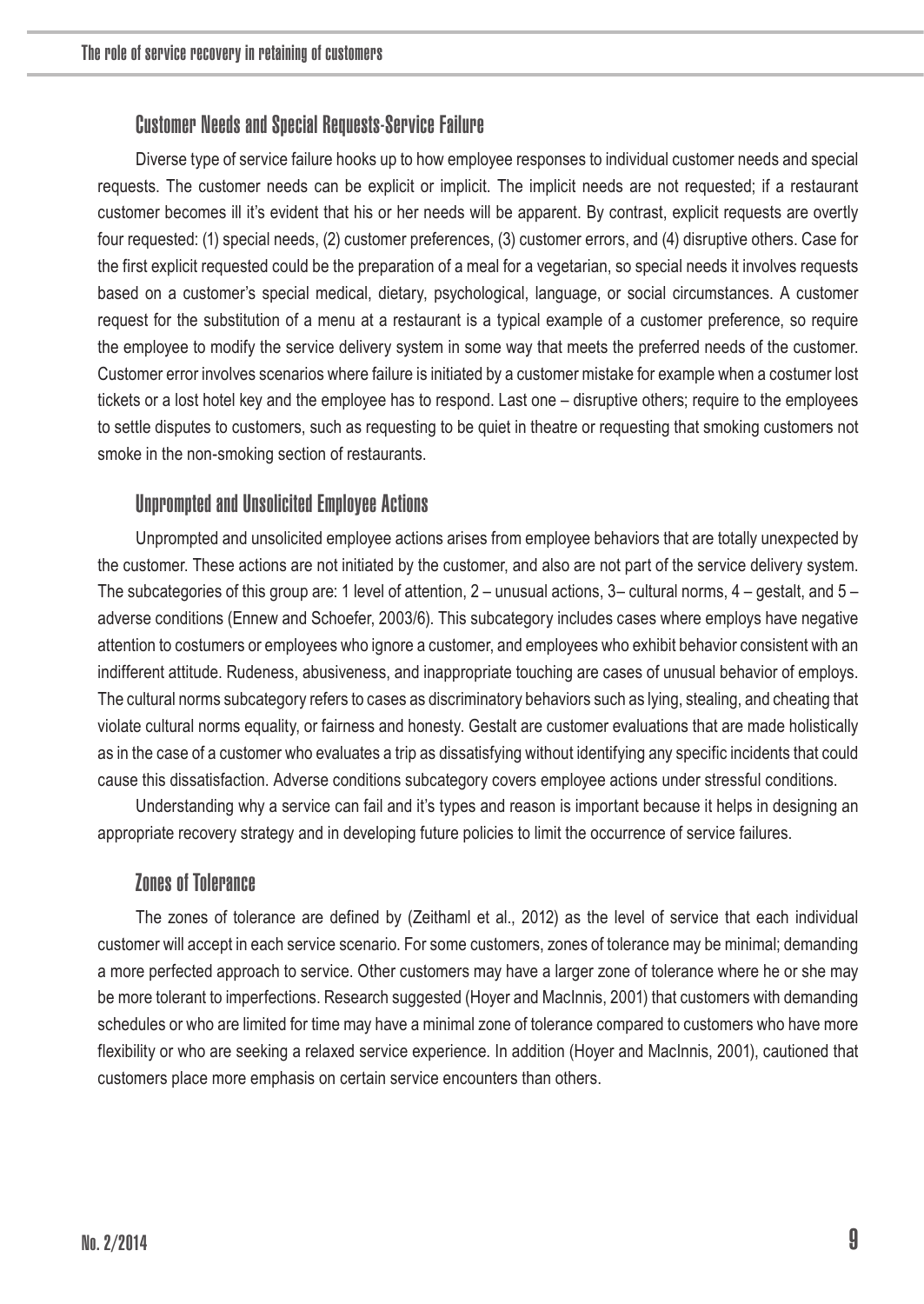### Customer Needs and Special Requests-Service Failure

Diverse type of service failure hooks up to how employee responses to individual customer needs and special requests. The customer needs can be explicit or implicit. The implicit needs are not requested; if a restaurant customer becomes ill it's evident that his or her needs will be apparent. By contrast, explicit requests are overtly four requested: (1) special needs, (2) customer preferences, (3) customer errors, and (4) disruptive others. Case for the first explicit requested could be the preparation of a meal for a vegetarian, so special needs it involves requests based on a customer's special medical, dietary, psychological, language, or social circumstances. A customer request for the substitution of a menu at a restaurant is a typical example of a customer preference, so require the employee to modify the service delivery system in some way that meets the preferred needs of the customer. Customer error involves scenarios where failure is initiated by a customer mistake for example when a costumer lost tickets or a lost hotel key and the employee has to respond. Last one – disruptive others; require to the employees to settle disputes to customers, such as requesting to be quiet in theatre or requesting that smoking customers not smoke in the non-smoking section of restaurants.

### Unprompted and Unsolicited Employee Actions

Unprompted and unsolicited employee actions arises from employee behaviors that are totally unexpected by the customer. These actions are not initiated by the customer, and also are not part of the service delivery system. The subcategories of this group are: 1 level of attention, 2 – unusual actions, 3– cultural norms, 4 – gestalt, and 5 – adverse conditions (Ennew and Schoefer, 2003/6). This subcategory includes cases where employs have negative attention to costumers or employees who ignore a customer, and employees who exhibit behavior consistent with an indifferent attitude. Rudeness, abusiveness, and inappropriate touching are cases of unusual behavior of employs. The cultural norms subcategory refers to cases as discriminatory behaviors such as lying, stealing, and cheating that violate cultural norms equality, or fairness and honesty. Gestalt are customer evaluations that are made holistically as in the case of a customer who evaluates a trip as dissatisfying without identifying any specific incidents that could cause this dissatisfaction. Adverse conditions subcategory covers employee actions under stressful conditions.

Understanding why a service can fail and it's types and reason is important because it helps in designing an appropriate recovery strategy and in developing future policies to limit the occurrence of service failures.

### Zones of Tolerance

The zones of tolerance are defined by (Zeithaml et al., 2012) as the level of service that each individual customer will accept in each service scenario. For some customers, zones of tolerance may be minimal; demanding a more perfected approach to service. Other customers may have a larger zone of tolerance where he or she may be more tolerant to imperfections. Research suggested (Hoyer and MacInnis, 2001) that customers with demanding schedules or who are limited for time may have a minimal zone of tolerance compared to customers who have more flexibility or who are seeking a relaxed service experience. In addition (Hoyer and MacInnis, 2001), cautioned that customers place more emphasis on certain service encounters than others.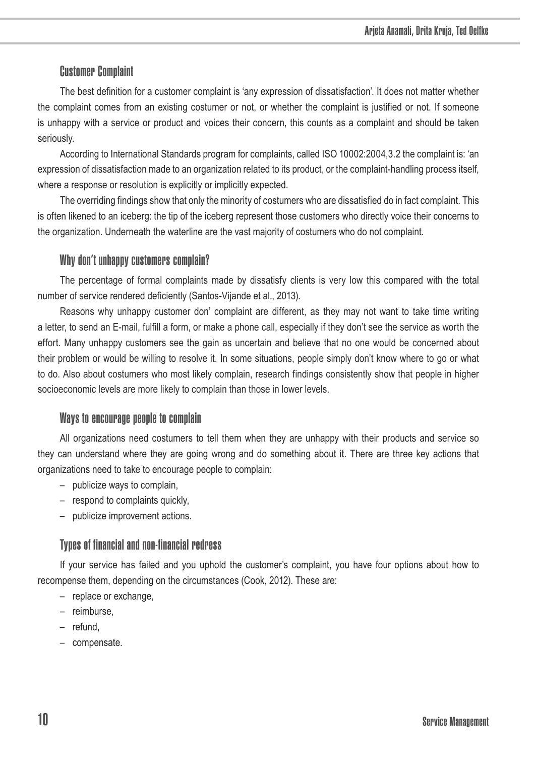## Customer Complaint

The best definition for a customer complaint is 'any expression of dissatisfaction'. It does not matter whether the complaint comes from an existing costumer or not, or whether the complaint is justified or not. If someone is unhappy with a service or product and voices their concern, this counts as a complaint and should be taken seriously.

According to International Standards program for complaints, called ISO 10002:2004,3.2 the complaint is: 'an expression of dissatisfaction made to an organization related to its product, or the complaint-handling process itself, where a response or resolution is explicitly or implicitly expected.

The overriding findings show that only the minority of costumers who are dissatisfied do in fact complaint. This is often likened to an iceberg: the tip of the iceberg represent those customers who directly voice their concerns to the organization. Underneath the waterline are the vast majority of costumers who do not complaint.

## Why don't unhappy customers complain?

The percentage of formal complaints made by dissatisfy clients is very low this compared with the total number of service rendered deficiently (Santos-Vijande et al., 2013).

Reasons why unhappy customer don' complaint are different, as they may not want to take time writing a letter, to send an E-mail, fulfill a form, or make a phone call, especially if they don't see the service as worth the effort. Many unhappy customers see the gain as uncertain and believe that no one would be concerned about their problem or would be willing to resolve it. In some situations, people simply don't know where to go or what to do. Also about costumers who most likely complain, research findings consistently show that people in higher socioeconomic levels are more likely to complain than those in lower levels.

## Ways to encourage people to complain

All organizations need costumers to tell them when they are unhappy with their products and service so they can understand where they are going wrong and do something about it. There are three key actions that organizations need to take to encourage people to complain:

- publicize ways to complain,
- respond to complaints quickly,
- publicize improvement actions.

## Types of financial and non-financial redress

If your service has failed and you uphold the customer's complaint, you have four options about how to recompense them, depending on the circumstances (Cook, 2012). These are:

- replace or exchange,
- reimburse,
- refund,
- compensate.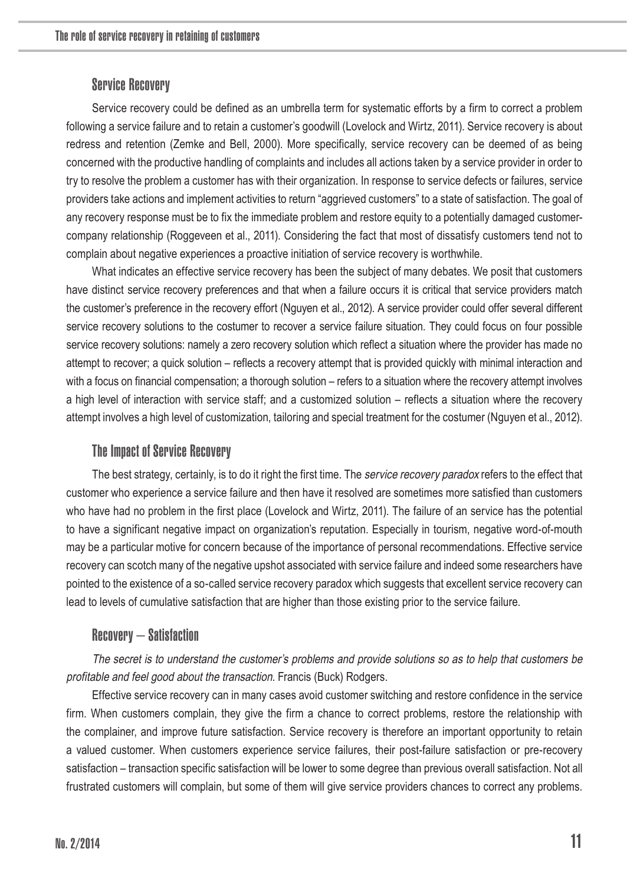## Service Recovery

Service recovery could be defined as an umbrella term for systematic efforts by a firm to correct a problem following a service failure and to retain a customer's goodwill (Lovelock and Wirtz, 2011). Service recovery is about redress and retention (Zemke and Bell, 2000). More specifically, service recovery can be deemed of as being concerned with the productive handling of complaints and includes all actions taken by a service provider in order to try to resolve the problem a customer has with their organization. In response to service defects or failures, service providers take actions and implement activities to return "aggrieved customers" to a state of satisfaction. The goal of any recovery response must be to fix the immediate problem and restore equity to a potentially damaged customer-company relationship (Roggeveen et al., 2011). Considering the fact that most of dissatisfy customers tend not to complain about negative experiences a proactive initiation of service recovery is worthwhile.

What indicates an effective service recovery has been the subject of many debates. We posit that customers have distinct service recovery preferences and that when a failure occurs it is critical that service providers match the customer's preference in the recovery effort (Nguyen et al., 2012). A service provider could offer several different service recovery solutions to the costumer to recover a service failure situation. They could focus on four possible service recovery solutions: namely a zero recovery solution which reflect a situation where the provider has made no attempt to recover; a quick solution – reflects a recovery attempt that is provided quickly with minimal interaction and with a focus on financial compensation; a thorough solution – refers to a situation where the recovery attempt involves a high level of interaction with service staff; and a customized solution – reflects a situation where the recovery attempt involves a high level of customization, tailoring and special treatment for the costumer (Nguyen et al., 2012).

## The Impact of Service Recovery

The best strategy, certainly, is to do it right the first time. The *service recovery paradox* refers to the effect that customer who experience a service failure and then have it resolved are sometimes more satisfied than customers who have had no problem in the first place (Lovelock and Wirtz, 2011). The failure of an service has the potential to have a significant negative impact on organization's reputation. Especially in tourism, negative word-of-mouth may be a particular motive for concern because of the importance of personal recommendations. Effective service recovery can scotch many of the negative upshot associated with service failure and indeed some researchers have pointed to the existence of a so-called service recovery paradox which suggests that excellent service recovery can lead to levels of cumulative satisfaction that are higher than those existing prior to the service failure.

## Recovery – Satisfaction

*The secret is to understand the customer's problems and provide solutions so as to help that customers be profitable and feel good about the transaction.* Francis (Buck) Rodgers.

Effective service recovery can in many cases avoid customer switching and restore confidence in the service firm. When customers complain, they give the firm a chance to correct problems, restore the relationship with the complainer, and improve future satisfaction. Service recovery is therefore an important opportunity to retain a valued customer. When customers experience service failures, their post-failure satisfaction or pre-recovery satisfaction – transaction specific satisfaction will be lower to some degree than previous overall satisfaction. Not all frustrated customers will complain, but some of them will give service providers chances to correct any problems.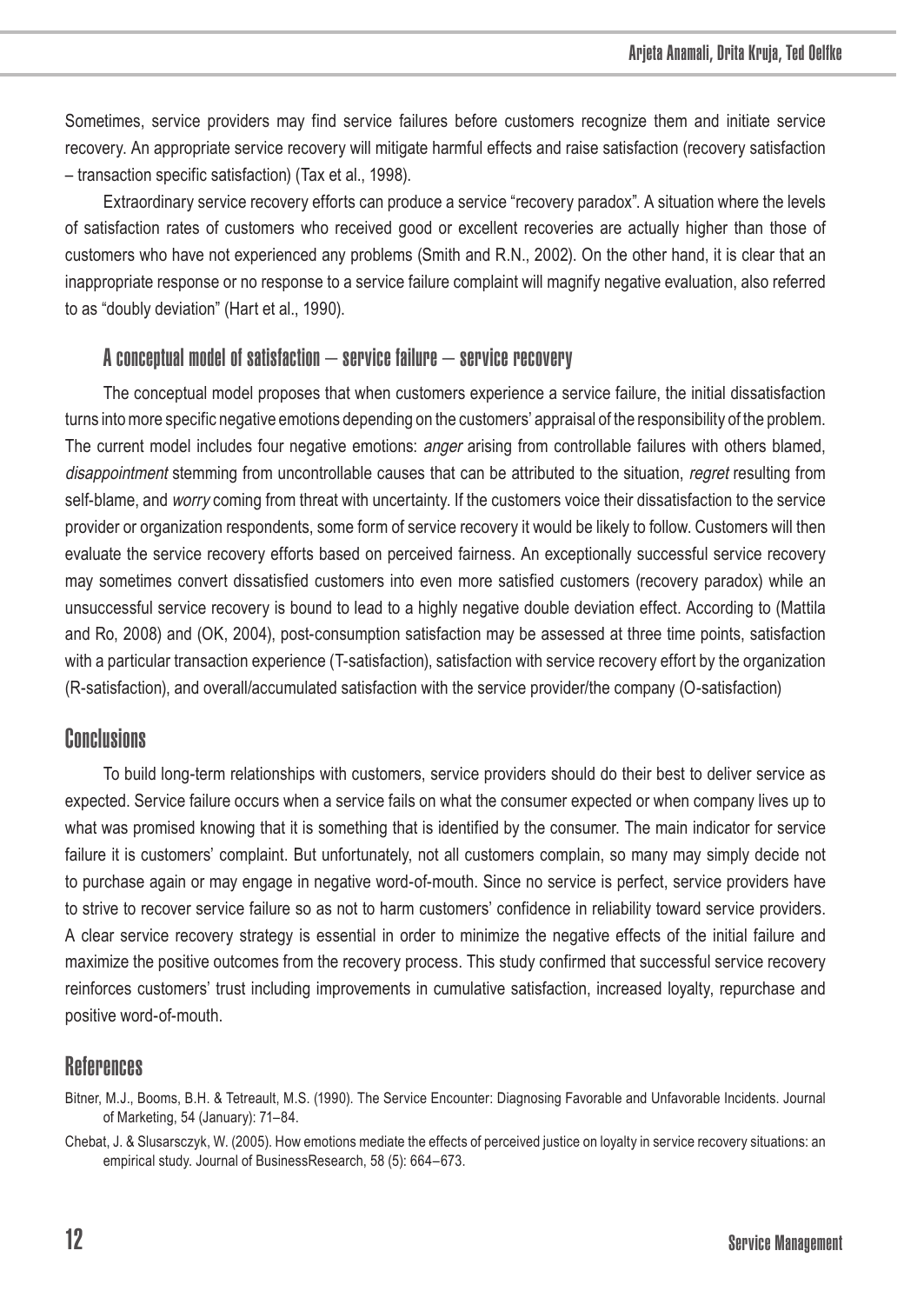Sometimes, service providers may find service failures before customers recognize them and initiate service recovery. An appropriate service recovery will mitigate harmful effects and raise satisfaction (recovery satisfaction – transaction specific satisfaction) (Tax et al., 1998).

Extraordinary service recovery efforts can produce a service "recovery paradox". A situation where the levels of satisfaction rates of customers who received good or excellent recoveries are actually higher than those of customers who have not experienced any problems (Smith and R.N., 2002). On the other hand, it is clear that an inappropriate response or no response to a service failure complaint will magnify negative evaluation, also referred to as "doubly deviation" (Hart et al., 1990).

### A conceptual model of satisfaction – service failure – service recovery

The conceptual model proposes that when customers experience a service failure, the initial dissatisfaction turns into more specific negative emotions depending on the customers' appraisal of the responsibility of the problem. The current model includes four negative emotions: *anger* arising from controllable failures with others blamed, *disappointment* stemming from uncontrollable causes that can be attributed to the situation, *regret* resulting from self-blame, and *worry* coming from threat with uncertainty. If the customers voice their dissatisfaction to the service provider or organization respondents, some form of service recovery it would be likely to follow. Customers will then evaluate the service recovery efforts based on perceived fairness. An exceptionally successful service recovery may sometimes convert dissatisfied customers into even more satisfied customers (recovery paradox) while an unsuccessful service recovery is bound to lead to a highly negative double deviation effect. According to (Mattila and Ro, 2008) and (OK, 2004), post-consumption satisfaction may be assessed at three time points, satisfaction with a particular transaction experience (T-satisfaction), satisfaction with service recovery effort by the organization (R-satisfaction), and overall/accumulated satisfaction with the service provider/the company (O-satisfaction)

## Conclusions

To build long-term relationships with customers, service providers should do their best to deliver service as expected. Service failure occurs when a service fails on what the consumer expected or when company lives up to what was promised knowing that it is something that is identified by the consumer. The main indicator for service failure it is customers' complaint. But unfortunately, not all customers complain, so many may simply decide not to purchase again or may engage in negative word-of-mouth. Since no service is perfect, service providers have to strive to recover service failure so as not to harm customers' confidence in reliability toward service providers. A clear service recovery strategy is essential in order to minimize the negative effects of the initial failure and maximize the positive outcomes from the recovery process. This study confirmed that successful service recovery reinforces customers' trust including improvements in cumulative satisfaction, increased loyalty, repurchase and positive word-of-mouth.

## References

Bitner, M.J., Booms, B.H. & Tetreault, M.S. (1990). The Service Encounter: Diagnosing Favorable and Unfavorable Incidents. Journal of Marketing, 54 (January): 71–84.

Chebat, J. & Slusarsczyk, W. (2005). How emotions mediate the effects of perceived justice on loyalty in service recovery situations: an empirical study. Journal of BusinessResearch, 58 (5): 664–673.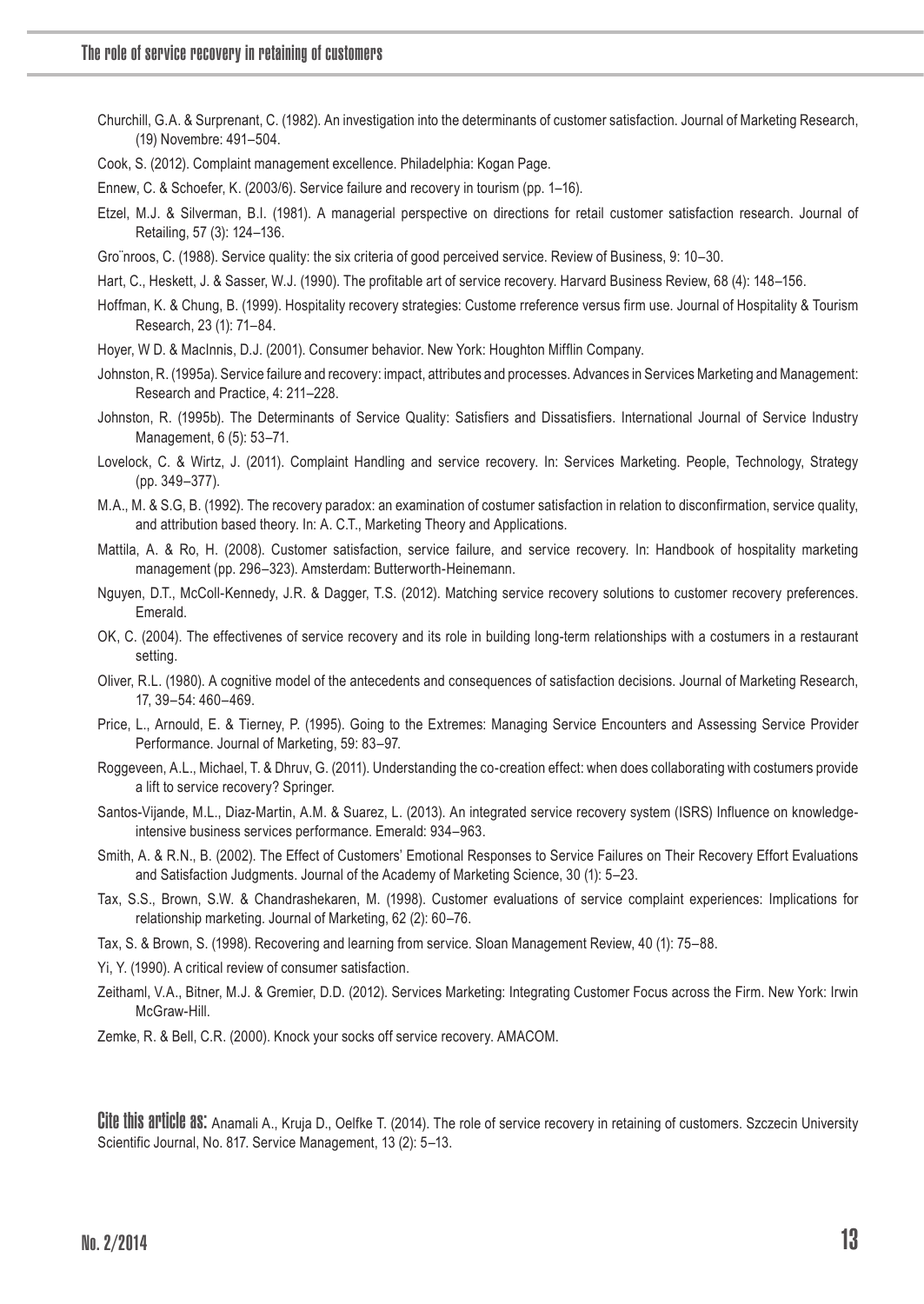Churchill, G.A. & Surprenant, C. (1982). An investigation into the determinants of customer satisfaction. Journal of Marketing Research, (19) Novembre: 491–504.

Cook, S. (2012). Complaint management excellence. Philadelphia: Kogan Page.

Ennew, C. & Schoefer, K. (2003/6). Service failure and recovery in tourism (pp. 1–16).

Etzel, M.J. & Silverman, B.I. (1981). A managerial perspective on directions for retail customer satisfaction research. Journal of Retailing, 57 (3): 124–136.

Gro¨nroos, C. (1988). Service quality: the six criteria of good perceived service. Review of Business, 9: 10–30.

Hart, C., Heskett, J. & Sasser, W.J. (1990). The profitable art of service recovery. Harvard Business Review, 68 (4): 148–156.

Hoffman, K. & Chung, B. (1999). Hospitality recovery strategies: Custome rreference versus firm use. Journal of Hospitality & Tourism Research, 23 (1): 71–84.

Hoyer, W D. & MacInnis, D.J. (2001). Consumer behavior. New York: Houghton Mifflin Company.

Johnston, R. (1995a). Service failure and recovery: impact, attributes and processes. Advances in Services Marketing and Management: Research and Practice, 4: 211–228.

Johnston, R. (1995b). The Determinants of Service Quality: Satisfiers and Dissatisfiers. International Journal of Service Industry Management, 6 (5): 53–71.

Lovelock, C. & Wirtz, J. (2011). Complaint Handling and service recovery. In: Services Marketing. People, Technology, Strategy (pp. 349–377).

M.A., M. & S.G, B. (1992). The recovery paradox: an examination of costumer satisfaction in relation to disconfirmation, service quality, and attribution based theory. In: A. C.T., Marketing Theory and Applications.

Mattila, A. & Ro, H. (2008). Customer satisfaction, service failure, and service recovery. In: Handbook of hospitality marketing management (pp. 296–323). Amsterdam: Butterworth-Heinemann.

Nguyen, D.T., McColl-Kennedy, J.R. & Dagger, T.S. (2012). Matching service recovery solutions to customer recovery preferences. Emerald.

OK, C. (2004). The effectivenes of service recovery and its role in building long-term relationships with a costumers in a restaurant setting.

Oliver, R.L. (1980). A cognitive model of the antecedents and consequences of satisfaction decisions. Journal of Marketing Research, 17, 39–54: 460–469.

Price, L., Arnould, E. & Tierney, P. (1995). Going to the Extremes: Managing Service Encounters and Assessing Service Provider Performance. Journal of Marketing, 59: 83–97.

Roggeveen, A.L., Michael, T. & Dhruv, G. (2011). Understanding the co-creation effect: when does collaborating with costumers provide a lift to service recovery? Springer.

Santos-Vijande, M.L., Diaz-Martin, A.M. & Suarez, L. (2013). An integrated service recovery system (ISRS) Influence on knowledge-intensive business services performance. Emerald: 934–963.

Smith, A. & R.N., B. (2002). The Effect of Customers' Emotional Responses to Service Failures on Their Recovery Effort Evaluations and Satisfaction Judgments. Journal of the Academy of Marketing Science, 30 (1): 5–23.

Tax, S.S., Brown, S.W. & Chandrashekaren, M. (1998). Customer evaluations of service complaint experiences: Implications for relationship marketing. Journal of Marketing, 62 (2): 60–76.

Tax, S. & Brown, S. (1998). Recovering and learning from service. Sloan Management Review, 40 (1): 75–88.

Yi, Y. (1990). A critical review of consumer satisfaction.

Zeithaml, V.A., Bitner, M.J. & Gremier, D.D. (2012). Services Marketing: Integrating Customer Focus across the Firm. New York: Irwin McGraw-Hill.

Zemke, R. & Bell, C.R. (2000). Knock your socks off service recovery. AMACOM.

**Cite this article as:** Anamali A., Kruja D., Oelfke T. (2014). The role of service recovery in retaining of customers. Szczecin University Scientific Journal, No. 817. Service Management, 13 (2): 5–13.